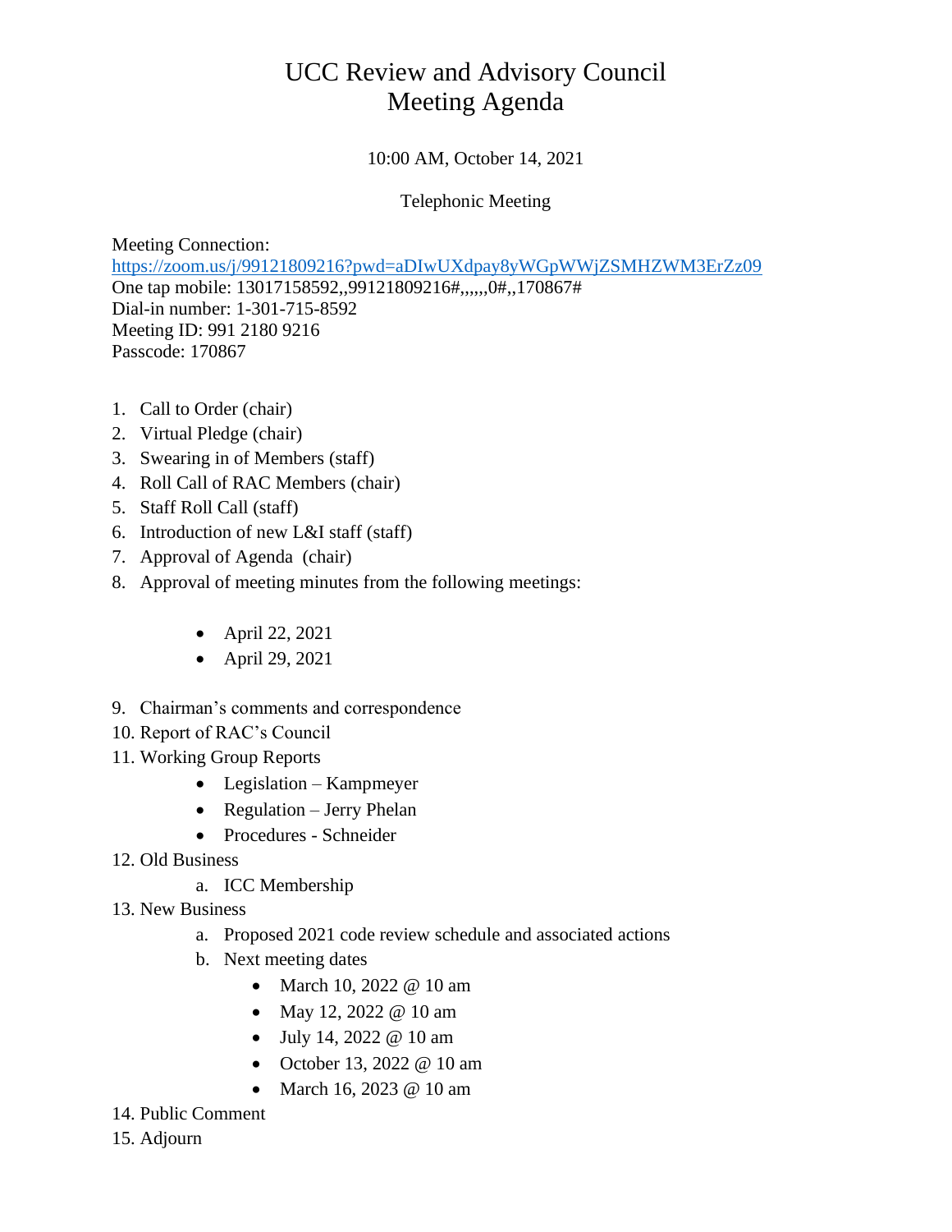# UCC Review and Advisory Council
# Meeting Agenda

10:00 AM, October 14, 2021

Telephonic Meeting

Meeting Connection:
https://zoom.us/j/99121809216?pwd=aDIwUXdpay8yWGpWWjZSMHZWM3ErZz09
One tap mobile: 13017158592,,99121809216#,,,,,,0#,,170867#
Dial-in number: 1-301-715-8592
Meeting ID: 991 2180 9216
Passcode: 170867

1. Call to Order (chair)
2. Virtual Pledge (chair)
3. Swearing in of Members (staff)
4. Roll Call of RAC Members (chair)
5. Staff Roll Call (staff)
6. Introduction of new L&I staff (staff)
7. Approval of Agenda (chair)
8. Approval of meeting minutes from the following meetings:
   - April 22, 2021
   - April 29, 2021
9. Chairman's comments and correspondence
10. Report of RAC's Council
11. Working Group Reports
    - Legislation – Kampmeyer
    - Regulation – Jerry Phelan
    - Procedures - Schneider
12. Old Business
    a. ICC Membership
13. New Business
    a. Proposed 2021 code review schedule and associated actions
    b. Next meeting dates
       - March 10, 2022 @ 10 am
       - May 12, 2022 @ 10 am
       - July 14, 2022 @ 10 am
       - October 13, 2022 @ 10 am
       - March 16, 2023 @ 10 am
14. Public Comment
15. Adjourn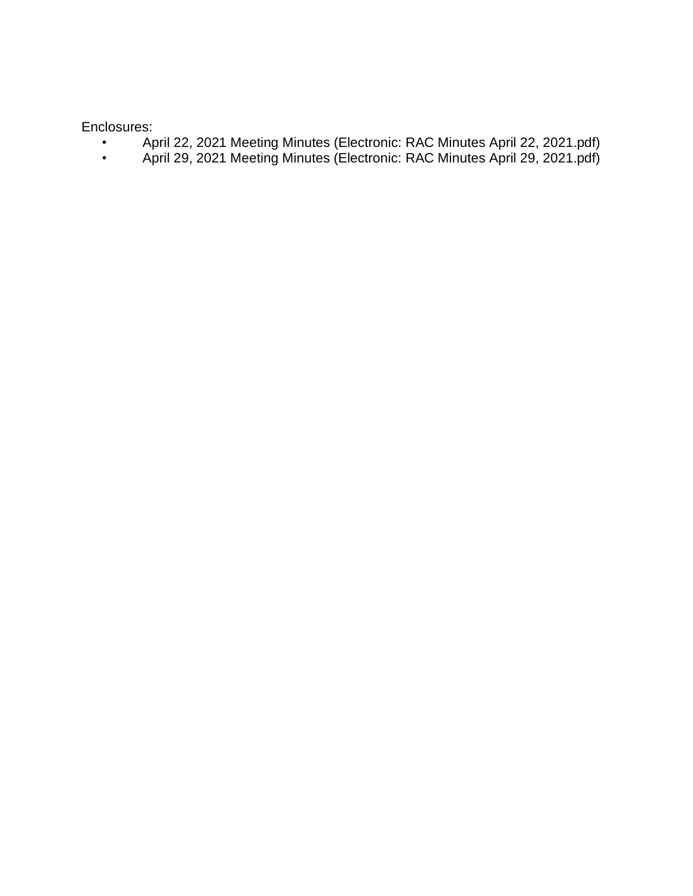Enclosures:

- April 22, 2021 Meeting Minutes (Electronic: RAC Minutes April 22, 2021.pdf)
- April 29, 2021 Meeting Minutes (Electronic: RAC Minutes April 29, 2021.pdf)